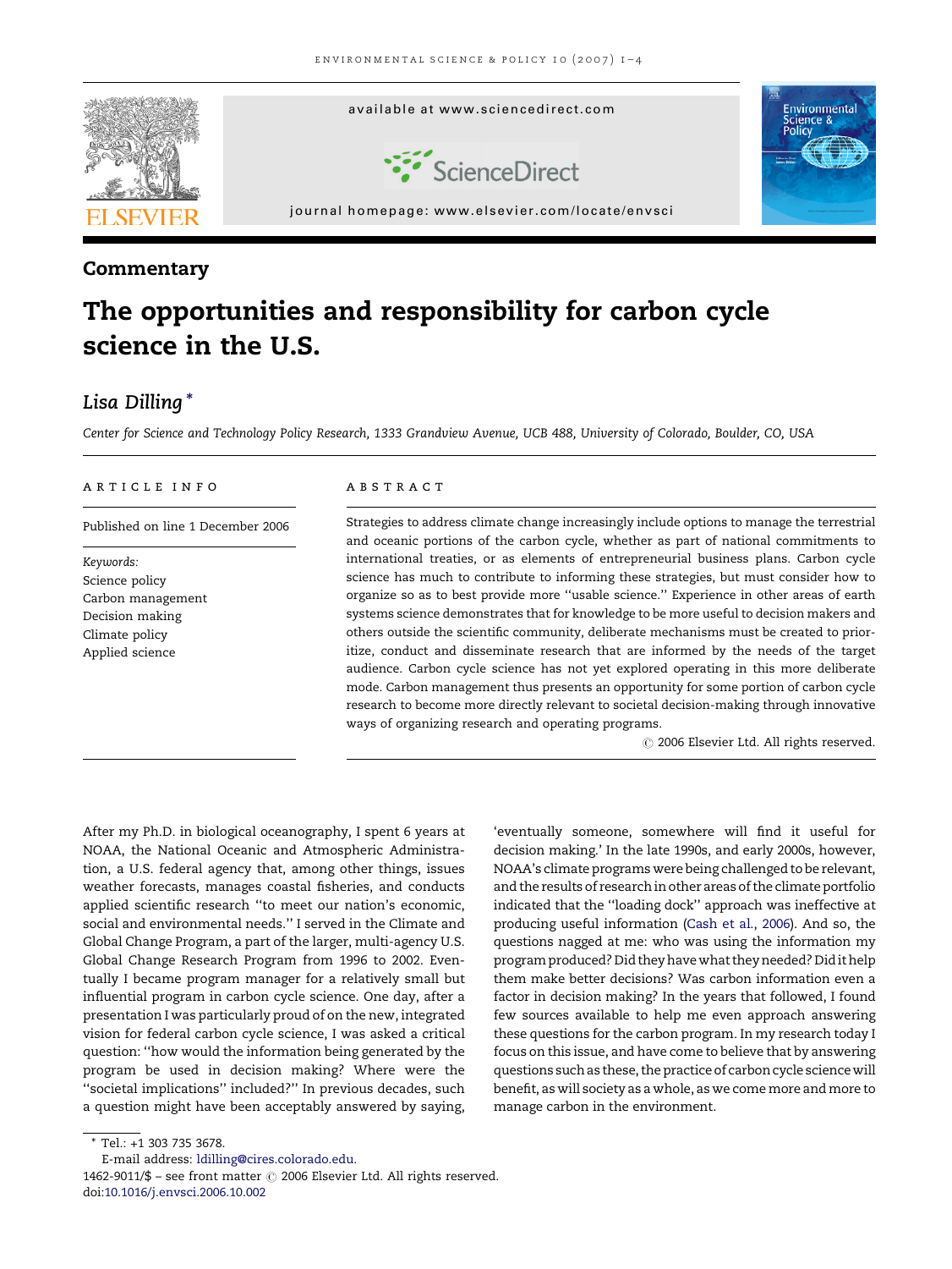Commentary

# The opportunities and responsibility for carbon cycle science in the U.S.

*Lisa Dilling* *

*Center for Science and Technology Policy Research, 1333 Grandview Avenue, UCB 488, University of Colorado, Boulder, CO, USA*

## ARTICLE INFO

Published on line 1 December 2006

*Keywords:*
Science policy
Carbon management
Decision making
Climate policy
Applied science

## ABSTRACT

Strategies to address climate change increasingly include options to manage the terrestrial and oceanic portions of the carbon cycle, whether as part of national commitments to international treaties, or as elements of entrepreneurial business plans. Carbon cycle science has much to contribute to informing these strategies, but must consider how to organize so as to best provide more ''usable science.'' Experience in other areas of earth systems science demonstrates that for knowledge to be more useful to decision makers and others outside the scientific community, deliberate mechanisms must be created to prioritize, conduct and disseminate research that are informed by the needs of the target audience. Carbon cycle science has not yet explored operating in this more deliberate mode. Carbon management thus presents an opportunity for some portion of carbon cycle research to become more directly relevant to societal decision-making through innovative ways of organizing research and operating programs.

© 2006 Elsevier Ltd. All rights reserved.

After my Ph.D. in biological oceanography, I spent 6 years at NOAA, the National Oceanic and Atmospheric Administration, a U.S. federal agency that, among other things, issues weather forecasts, manages coastal fisheries, and conducts applied scientific research ''to meet our nation's economic, social and environmental needs.'' I served in the Climate and Global Change Program, a part of the larger, multi-agency U.S. Global Change Research Program from 1996 to 2002. Eventually I became program manager for a relatively small but influential program in carbon cycle science. One day, after a presentation I was particularly proud of on the new, integrated vision for federal carbon cycle science, I was asked a critical question: ''how would the information being generated by the program be used in decision making? Where were the ''societal implications'' included?'' In previous decades, such a question might have been acceptably answered by saying, 'eventually someone, somewhere will find it useful for decision making.' In the late 1990s, and early 2000s, however, NOAA's climate programs were being challenged to be relevant, and the results of research in other areas of the climate portfolio indicated that the ''loading dock'' approach was ineffective at producing useful information (Cash et al., 2006). And so, the questions nagged at me: who was using the information my program produced? Did they have what they needed? Did it help them make better decisions? Was carbon information even a factor in decision making? In the years that followed, I found few sources available to help me even approach answering these questions for the carbon program. In my research today I focus on this issue, and have come to believe that by answering questions such as these, the practice of carbon cycle science will benefit, as will society as a whole, as we come more and more to manage carbon in the environment.

* Tel.: +1 303 735 3678.
E-mail address: ldilling@cires.colorado.edu.
1462-9011/$ – see front matter © 2006 Elsevier Ltd. All rights reserved.
doi:10.1016/j.envsci.2006.10.002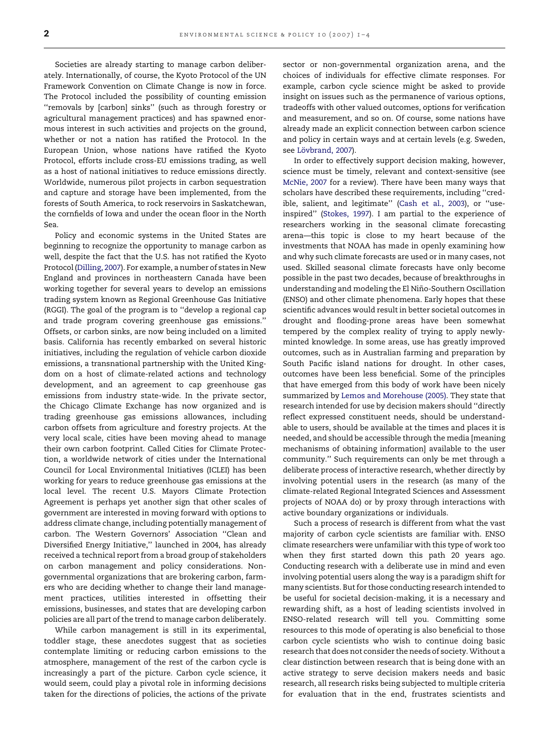Societies are already starting to manage carbon deliberately. Internationally, of course, the Kyoto Protocol of the UN Framework Convention on Climate Change is now in force. The Protocol included the possibility of counting emission ''removals by [carbon] sinks'' (such as through forestry or agricultural management practices) and has spawned enormous interest in such activities and projects on the ground, whether or not a nation has ratified the Protocol. In the European Union, whose nations have ratified the Kyoto Protocol, efforts include cross-EU emissions trading, as well as a host of national initiatives to reduce emissions directly. Worldwide, numerous pilot projects in carbon sequestration and capture and storage have been implemented, from the forests of South America, to rock reservoirs in Saskatchewan, the cornfields of Iowa and under the ocean floor in the North Sea.

Policy and economic systems in the United States are beginning to recognize the opportunity to manage carbon as well, despite the fact that the U.S. has not ratified the Kyoto Protocol (Dilling, 2007). For example, a number of states in New England and provinces in northeastern Canada have been working together for several years to develop an emissions trading system known as Regional Greenhouse Gas Initiative (RGGI). The goal of the program is to ''develop a regional cap and trade program covering greenhouse gas emissions.'' Offsets, or carbon sinks, are now being included on a limited basis. California has recently embarked on several historic initiatives, including the regulation of vehicle carbon dioxide emissions, a transnational partnership with the United Kingdom on a host of climate-related actions and technology development, and an agreement to cap greenhouse gas emissions from industry state-wide. In the private sector, the Chicago Climate Exchange has now organized and is trading greenhouse gas emissions allowances, including carbon offsets from agriculture and forestry projects. At the very local scale, cities have been moving ahead to manage their own carbon footprint. Called Cities for Climate Protection, a worldwide network of cities under the International Council for Local Environmental Initiatives (ICLEI) has been working for years to reduce greenhouse gas emissions at the local level. The recent U.S. Mayors Climate Protection Agreement is perhaps yet another sign that other scales of government are interested in moving forward with options to address climate change, including potentially management of carbon. The Western Governors' Association ''Clean and Diversified Energy Initiative,'' launched in 2004, has already received a technical report from a broad group of stakeholders on carbon management and policy considerations. Non-governmental organizations that are brokering carbon, farmers who are deciding whether to change their land management practices, utilities interested in offsetting their emissions, businesses, and states that are developing carbon policies are all part of the trend to manage carbon deliberately.

While carbon management is still in its experimental, toddler stage, these anecdotes suggest that as societies contemplate limiting or reducing carbon emissions to the atmosphere, management of the rest of the carbon cycle is increasingly a part of the picture. Carbon cycle science, it would seem, could play a pivotal role in informing decisions taken for the directions of policies, the actions of the private sector or non-governmental organization arena, and the choices of individuals for effective climate responses. For example, carbon cycle science might be asked to provide insight on issues such as the permanence of various options, tradeoffs with other valued outcomes, options for verification and measurement, and so on. Of course, some nations have already made an explicit connection between carbon science and policy in certain ways and at certain levels (e.g. Sweden, see Lövbrand, 2007).

In order to effectively support decision making, however, science must be timely, relevant and context-sensitive (see McNie, 2007 for a review). There have been many ways that scholars have described these requirements, including ''credible, salient, and legitimate'' (Cash et al., 2003), or ''use-inspired'' (Stokes, 1997). I am partial to the experience of researchers working in the seasonal climate forecasting arena—this topic is close to my heart because of the investments that NOAA has made in openly examining how and why such climate forecasts are used or in many cases, not used. Skilled seasonal climate forecasts have only become possible in the past two decades, because of breakthroughs in understanding and modeling the El Niño-Southern Oscillation (ENSO) and other climate phenomena. Early hopes that these scientific advances would result in better societal outcomes in drought and flooding-prone areas have been somewhat tempered by the complex reality of trying to apply newly-minted knowledge. In some areas, use has greatly improved outcomes, such as in Australian farming and preparation by South Pacific island nations for drought. In other cases, outcomes have been less beneficial. Some of the principles that have emerged from this body of work have been nicely summarized by Lemos and Morehouse (2005). They state that research intended for use by decision makers should ''directly reflect expressed constituent needs, should be understandable to users, should be available at the times and places it is needed, and should be accessible through the media [meaning mechanisms of obtaining information] available to the user community.'' Such requirements can only be met through a deliberate process of interactive research, whether directly by involving potential users in the research (as many of the climate-related Regional Integrated Sciences and Assessment projects of NOAA do) or by proxy through interactions with active boundary organizations or individuals.

Such a process of research is different from what the vast majority of carbon cycle scientists are familiar with. ENSO climate researchers were unfamiliar with this type of work too when they first started down this path 20 years ago. Conducting research with a deliberate use in mind and even involving potential users along the way is a paradigm shift for many scientists. But for those conducting research intended to be useful for societal decision-making, it is a necessary and rewarding shift, as a host of leading scientists involved in ENSO-related research will tell you. Committing some resources to this mode of operating is also beneficial to those carbon cycle scientists who wish to continue doing basic research that does not consider the needs of society. Without a clear distinction between research that is being done with an active strategy to serve decision makers needs and basic research, all research risks being subjected to multiple criteria for evaluation that in the end, frustrates scientists and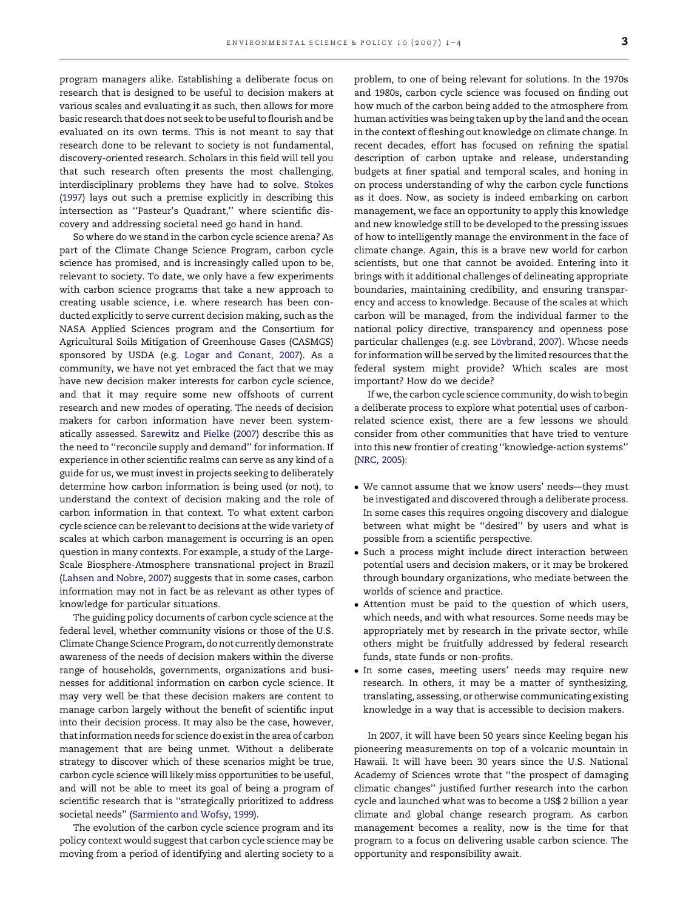program managers alike. Establishing a deliberate focus on research that is designed to be useful to decision makers at various scales and evaluating it as such, then allows for more basic research that does not seek to be useful to flourish and be evaluated on its own terms. This is not meant to say that research done to be relevant to society is not fundamental, discovery-oriented research. Scholars in this field will tell you that such research often presents the most challenging, interdisciplinary problems they have had to solve. Stokes (1997) lays out such a premise explicitly in describing this intersection as ''Pasteur's Quadrant,'' where scientific discovery and addressing societal need go hand in hand.

So where do we stand in the carbon cycle science arena? As part of the Climate Change Science Program, carbon cycle science has promised, and is increasingly called upon to be, relevant to society. To date, we only have a few experiments with carbon science programs that take a new approach to creating usable science, i.e. where research has been conducted explicitly to serve current decision making, such as the NASA Applied Sciences program and the Consortium for Agricultural Soils Mitigation of Greenhouse Gases (CASMGS) sponsored by USDA (e.g. Logar and Conant, 2007). As a community, we have not yet embraced the fact that we may have new decision maker interests for carbon cycle science, and that it may require some new offshoots of current research and new modes of operating. The needs of decision makers for carbon information have never been systematically assessed. Sarewitz and Pielke (2007) describe this as the need to ''reconcile supply and demand'' for information. If experience in other scientific realms can serve as any kind of a guide for us, we must invest in projects seeking to deliberately determine how carbon information is being used (or not), to understand the context of decision making and the role of carbon information in that context. To what extent carbon cycle science can be relevant to decisions at the wide variety of scales at which carbon management is occurring is an open question in many contexts. For example, a study of the Large-Scale Biosphere-Atmosphere transnational project in Brazil (Lahsen and Nobre, 2007) suggests that in some cases, carbon information may not in fact be as relevant as other types of knowledge for particular situations.

The guiding policy documents of carbon cycle science at the federal level, whether community visions or those of the U.S. Climate Change Science Program, do not currently demonstrate awareness of the needs of decision makers within the diverse range of households, governments, organizations and businesses for additional information on carbon cycle science. It may very well be that these decision makers are content to manage carbon largely without the benefit of scientific input into their decision process. It may also be the case, however, that information needs for science do exist in the area of carbon management that are being unmet. Without a deliberate strategy to discover which of these scenarios might be true, carbon cycle science will likely miss opportunities to be useful, and will not be able to meet its goal of being a program of scientific research that is ''strategically prioritized to address societal needs'' (Sarmiento and Wofsy, 1999).

The evolution of the carbon cycle science program and its policy context would suggest that carbon cycle science may be moving from a period of identifying and alerting society to a problem, to one of being relevant for solutions. In the 1970s and 1980s, carbon cycle science was focused on finding out how much of the carbon being added to the atmosphere from human activities was being taken up by the land and the ocean in the context of fleshing out knowledge on climate change. In recent decades, effort has focused on refining the spatial description of carbon uptake and release, understanding budgets at finer spatial and temporal scales, and honing in on process understanding of why the carbon cycle functions as it does. Now, as society is indeed embarking on carbon management, we face an opportunity to apply this knowledge and new knowledge still to be developed to the pressing issues of how to intelligently manage the environment in the face of climate change. Again, this is a brave new world for carbon scientists, but one that cannot be avoided. Entering into it brings with it additional challenges of delineating appropriate boundaries, maintaining credibility, and ensuring transparency and access to knowledge. Because of the scales at which carbon will be managed, from the individual farmer to the national policy directive, transparency and openness pose particular challenges (e.g. see Lövbrand, 2007). Whose needs for information will be served by the limited resources that the federal system might provide? Which scales are most important? How do we decide?

If we, the carbon cycle science community, do wish to begin a deliberate process to explore what potential uses of carbon-related science exist, there are a few lessons we should consider from other communities that have tried to venture into this new frontier of creating ''knowledge-action systems'' (NRC, 2005):

- We cannot assume that we know users' needs—they must be investigated and discovered through a deliberate process. In some cases this requires ongoing discovery and dialogue between what might be ''desired'' by users and what is possible from a scientific perspective.
- Such a process might include direct interaction between potential users and decision makers, or it may be brokered through boundary organizations, who mediate between the worlds of science and practice.
- Attention must be paid to the question of which users, which needs, and with what resources. Some needs may be appropriately met by research in the private sector, while others might be fruitfully addressed by federal research funds, state funds or non-profits.
- In some cases, meeting users' needs may require new research. In others, it may be a matter of synthesizing, translating, assessing, or otherwise communicating existing knowledge in a way that is accessible to decision makers.

In 2007, it will have been 50 years since Keeling began his pioneering measurements on top of a volcanic mountain in Hawaii. It will have been 30 years since the U.S. National Academy of Sciences wrote that ''the prospect of damaging climatic changes'' justified further research into the carbon cycle and launched what was to become a US$ 2 billion a year climate and global change research program. As carbon management becomes a reality, now is the time for that program to a focus on delivering usable carbon science. The opportunity and responsibility await.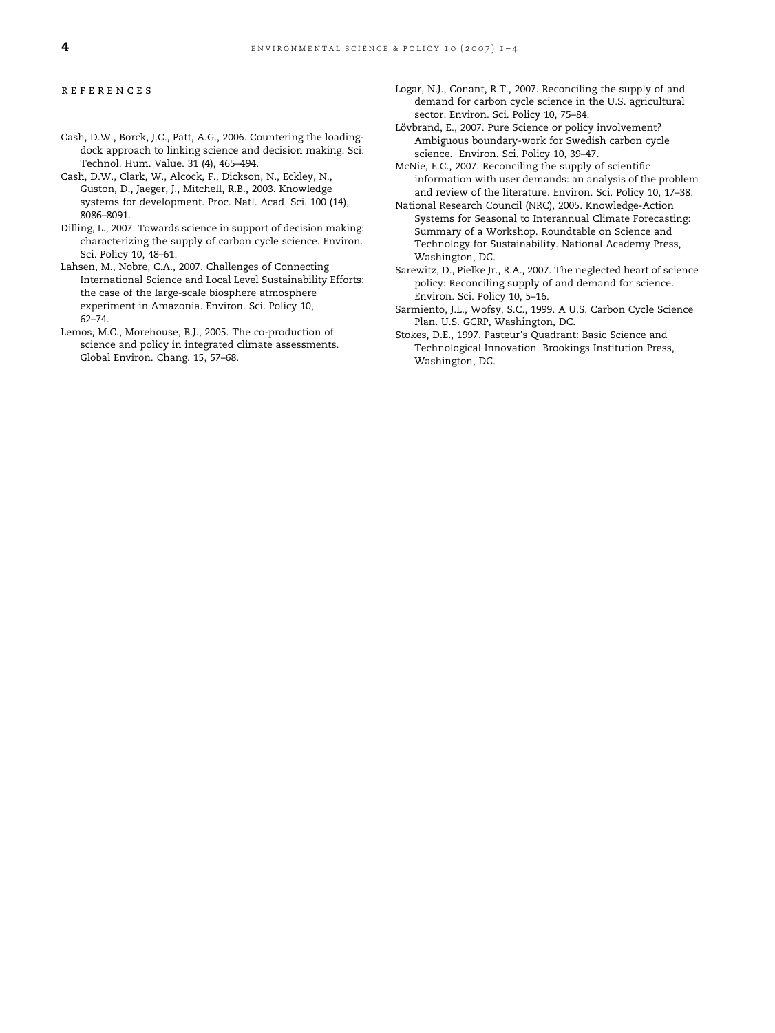## REFERENCES

Cash, D.W., Borck, J.C., Patt, A.G., 2006. Countering the loading-dock approach to linking science and decision making. Sci. Technol. Hum. Value. 31 (4), 465–494.

Cash, D.W., Clark, W., Alcock, F., Dickson, N., Eckley, N., Guston, D., Jaeger, J., Mitchell, R.B., 2003. Knowledge systems for development. Proc. Natl. Acad. Sci. 100 (14), 8086–8091.

Dilling, L., 2007. Towards science in support of decision making: characterizing the supply of carbon cycle science. Environ. Sci. Policy 10, 48–61.

Lahsen, M., Nobre, C.A., 2007. Challenges of Connecting International Science and Local Level Sustainability Efforts: the case of the large-scale biosphere atmosphere experiment in Amazonia. Environ. Sci. Policy 10, 62–74.

Lemos, M.C., Morehouse, B.J., 2005. The co-production of science and policy in integrated climate assessments. Global Environ. Chang. 15, 57–68.

Logar, N.J., Conant, R.T., 2007. Reconciling the supply of and demand for carbon cycle science in the U.S. agricultural sector. Environ. Sci. Policy 10, 75–84.

Lövbrand, E., 2007. Pure Science or policy involvement? Ambiguous boundary-work for Swedish carbon cycle science. Environ. Sci. Policy 10, 39–47.

McNie, E.C., 2007. Reconciling the supply of scientific information with user demands: an analysis of the problem and review of the literature. Environ. Sci. Policy 10, 17–38.

National Research Council (NRC), 2005. Knowledge-Action Systems for Seasonal to Interannual Climate Forecasting: Summary of a Workshop. Roundtable on Science and Technology for Sustainability. National Academy Press, Washington, DC.

Sarewitz, D., Pielke Jr., R.A., 2007. The neglected heart of science policy: Reconciling supply of and demand for science. Environ. Sci. Policy 10, 5–16.

Sarmiento, J.L., Wofsy, S.C., 1999. A U.S. Carbon Cycle Science Plan. U.S. GCRP, Washington, DC.

Stokes, D.E., 1997. Pasteur's Quadrant: Basic Science and Technological Innovation. Brookings Institution Press, Washington, DC.